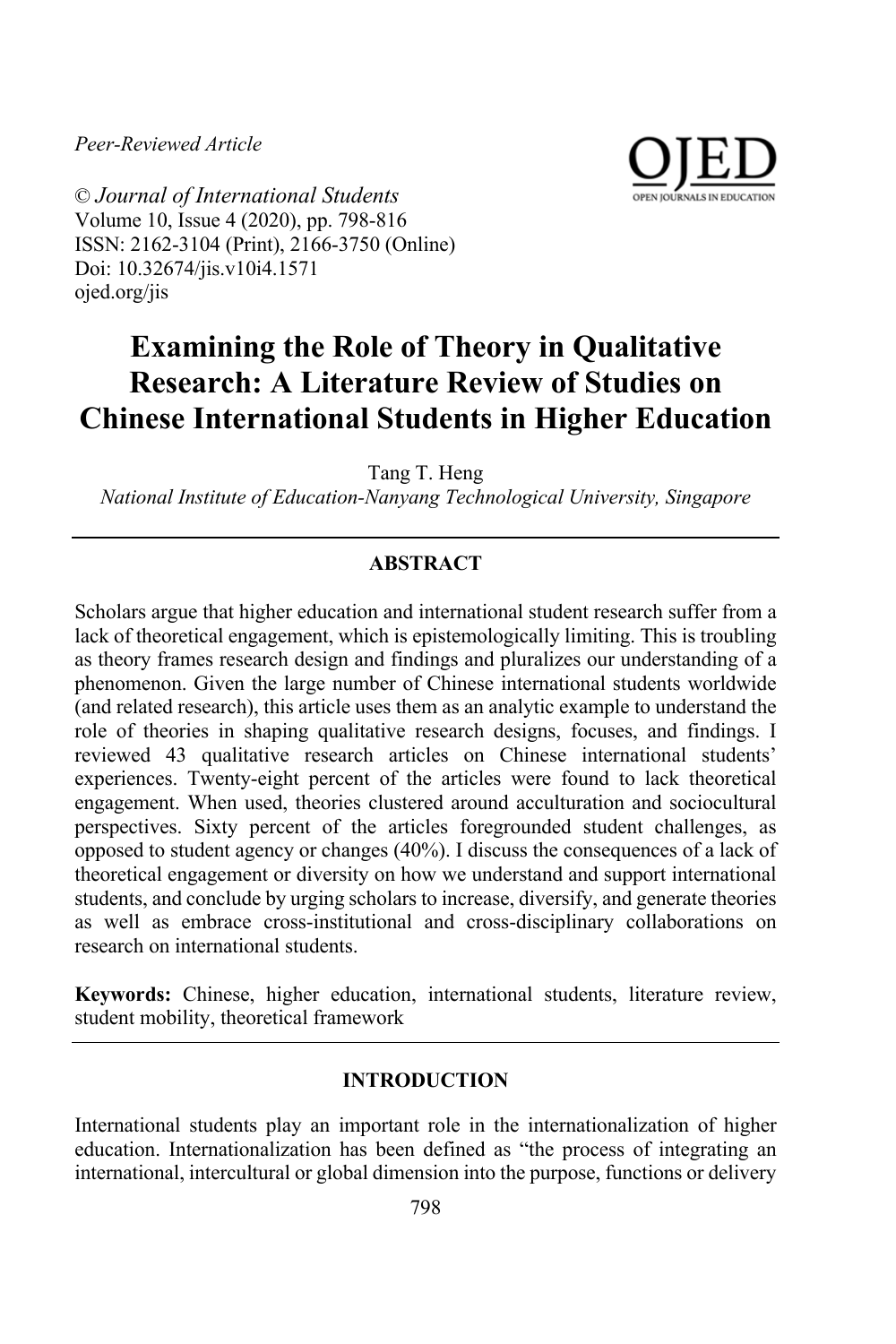*Peer-Reviewed Article*

© *Journal of International Students*
Volume 10, Issue 4 (2020), pp. 798-816
ISSN: 2162-3104 (Print), 2166-3750 (Online)
Doi: 10.32674/jis.v10i4.1571
ojed.org/jis

# Examining the Role of Theory in Qualitative Research: A Literature Review of Studies on Chinese International Students in Higher Education

Tang T. Heng
*National Institute of Education-Nanyang Technological University, Singapore*

## ABSTRACT

Scholars argue that higher education and international student research suffer from a lack of theoretical engagement, which is epistemologically limiting. This is troubling as theory frames research design and findings and pluralizes our understanding of a phenomenon. Given the large number of Chinese international students worldwide (and related research), this article uses them as an analytic example to understand the role of theories in shaping qualitative research designs, focuses, and findings. I reviewed 43 qualitative research articles on Chinese international students' experiences. Twenty-eight percent of the articles were found to lack theoretical engagement. When used, theories clustered around acculturation and sociocultural perspectives. Sixty percent of the articles foregrounded student challenges, as opposed to student agency or changes (40%). I discuss the consequences of a lack of theoretical engagement or diversity on how we understand and support international students, and conclude by urging scholars to increase, diversify, and generate theories as well as embrace cross-institutional and cross-disciplinary collaborations on research on international students.

**Keywords:** Chinese, higher education, international students, literature review, student mobility, theoretical framework

## INTRODUCTION

International students play an important role in the internationalization of higher education. Internationalization has been defined as "the process of integrating an international, intercultural or global dimension into the purpose, functions or delivery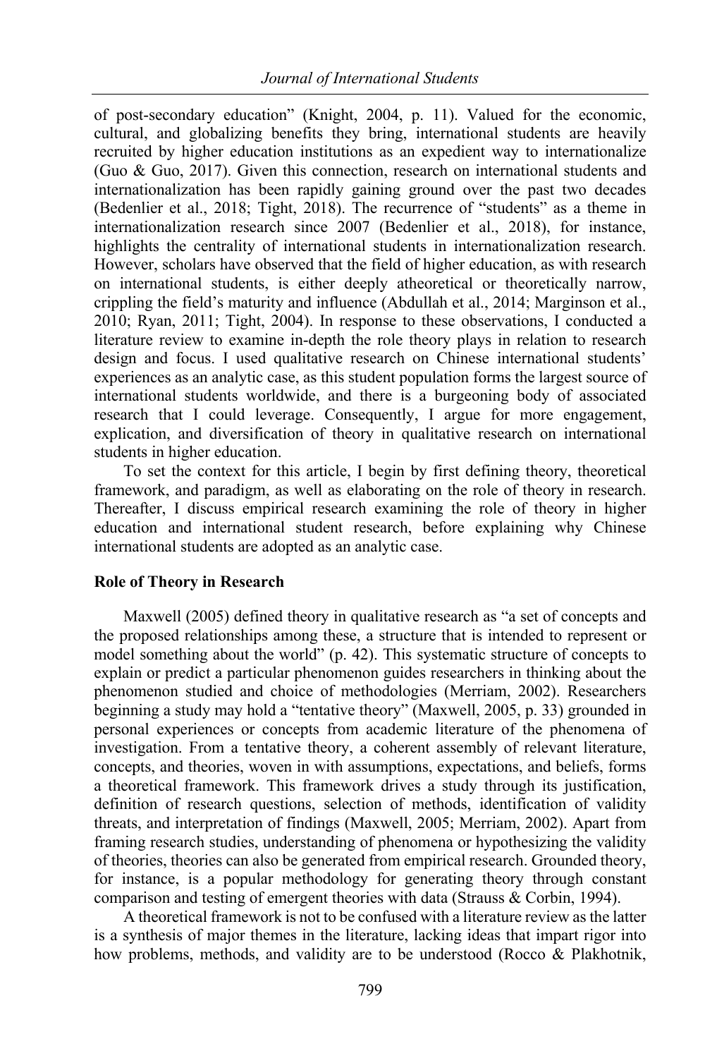of post-secondary education" (Knight, 2004, p. 11). Valued for the economic, cultural, and globalizing benefits they bring, international students are heavily recruited by higher education institutions as an expedient way to internationalize (Guo & Guo, 2017). Given this connection, research on international students and internationalization has been rapidly gaining ground over the past two decades (Bedenlier et al., 2018; Tight, 2018). The recurrence of "students" as a theme in internationalization research since 2007 (Bedenlier et al., 2018), for instance, highlights the centrality of international students in internationalization research. However, scholars have observed that the field of higher education, as with research on international students, is either deeply atheoretical or theoretically narrow, crippling the field's maturity and influence (Abdullah et al., 2014; Marginson et al., 2010; Ryan, 2011; Tight, 2004). In response to these observations, I conducted a literature review to examine in-depth the role theory plays in relation to research design and focus. I used qualitative research on Chinese international students' experiences as an analytic case, as this student population forms the largest source of international students worldwide, and there is a burgeoning body of associated research that I could leverage. Consequently, I argue for more engagement, explication, and diversification of theory in qualitative research on international students in higher education.

To set the context for this article, I begin by first defining theory, theoretical framework, and paradigm, as well as elaborating on the role of theory in research. Thereafter, I discuss empirical research examining the role of theory in higher education and international student research, before explaining why Chinese international students are adopted as an analytic case.

## Role of Theory in Research

Maxwell (2005) defined theory in qualitative research as "a set of concepts and the proposed relationships among these, a structure that is intended to represent or model something about the world" (p. 42). This systematic structure of concepts to explain or predict a particular phenomenon guides researchers in thinking about the phenomenon studied and choice of methodologies (Merriam, 2002). Researchers beginning a study may hold a "tentative theory" (Maxwell, 2005, p. 33) grounded in personal experiences or concepts from academic literature of the phenomena of investigation. From a tentative theory, a coherent assembly of relevant literature, concepts, and theories, woven in with assumptions, expectations, and beliefs, forms a theoretical framework. This framework drives a study through its justification, definition of research questions, selection of methods, identification of validity threats, and interpretation of findings (Maxwell, 2005; Merriam, 2002). Apart from framing research studies, understanding of phenomena or hypothesizing the validity of theories, theories can also be generated from empirical research. Grounded theory, for instance, is a popular methodology for generating theory through constant comparison and testing of emergent theories with data (Strauss & Corbin, 1994).

A theoretical framework is not to be confused with a literature review as the latter is a synthesis of major themes in the literature, lacking ideas that impart rigor into how problems, methods, and validity are to be understood (Rocco & Plakhotnik,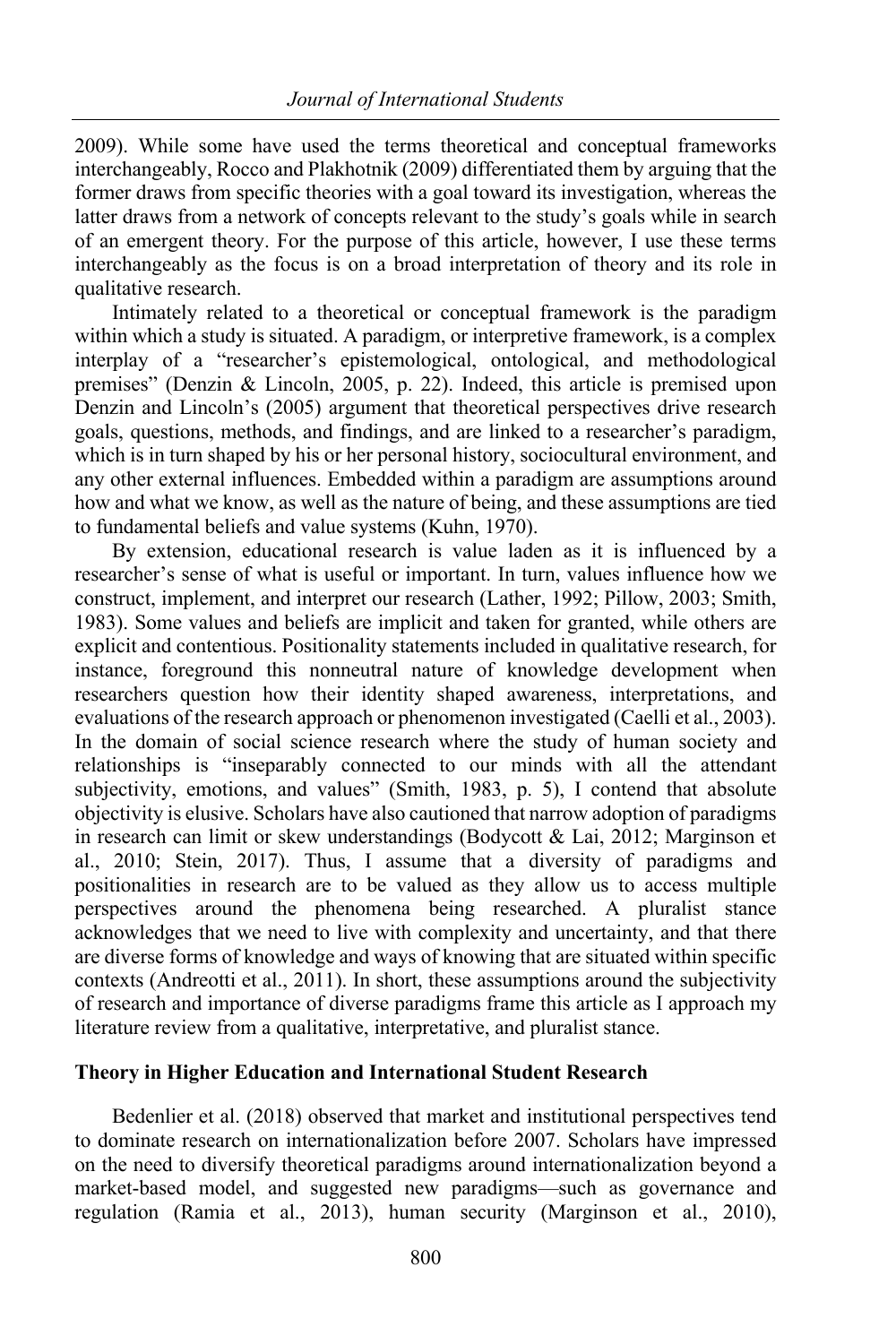2009). While some have used the terms theoretical and conceptual frameworks interchangeably, Rocco and Plakhotnik (2009) differentiated them by arguing that the former draws from specific theories with a goal toward its investigation, whereas the latter draws from a network of concepts relevant to the study's goals while in search of an emergent theory. For the purpose of this article, however, I use these terms interchangeably as the focus is on a broad interpretation of theory and its role in qualitative research.

Intimately related to a theoretical or conceptual framework is the paradigm within which a study is situated. A paradigm, or interpretive framework, is a complex interplay of a "researcher's epistemological, ontological, and methodological premises" (Denzin & Lincoln, 2005, p. 22). Indeed, this article is premised upon Denzin and Lincoln's (2005) argument that theoretical perspectives drive research goals, questions, methods, and findings, and are linked to a researcher's paradigm, which is in turn shaped by his or her personal history, sociocultural environment, and any other external influences. Embedded within a paradigm are assumptions around how and what we know, as well as the nature of being, and these assumptions are tied to fundamental beliefs and value systems (Kuhn, 1970).

By extension, educational research is value laden as it is influenced by a researcher's sense of what is useful or important. In turn, values influence how we construct, implement, and interpret our research (Lather, 1992; Pillow, 2003; Smith, 1983). Some values and beliefs are implicit and taken for granted, while others are explicit and contentious. Positionality statements included in qualitative research, for instance, foreground this nonneutral nature of knowledge development when researchers question how their identity shaped awareness, interpretations, and evaluations of the research approach or phenomenon investigated (Caelli et al., 2003). In the domain of social science research where the study of human society and relationships is "inseparably connected to our minds with all the attendant subjectivity, emotions, and values" (Smith, 1983, p. 5), I contend that absolute objectivity is elusive. Scholars have also cautioned that narrow adoption of paradigms in research can limit or skew understandings (Bodycott & Lai, 2012; Marginson et al., 2010; Stein, 2017). Thus, I assume that a diversity of paradigms and positionalities in research are to be valued as they allow us to access multiple perspectives around the phenomena being researched. A pluralist stance acknowledges that we need to live with complexity and uncertainty, and that there are diverse forms of knowledge and ways of knowing that are situated within specific contexts (Andreotti et al., 2011). In short, these assumptions around the subjectivity of research and importance of diverse paradigms frame this article as I approach my literature review from a qualitative, interpretative, and pluralist stance.

## Theory in Higher Education and International Student Research

Bedenlier et al. (2018) observed that market and institutional perspectives tend to dominate research on internationalization before 2007. Scholars have impressed on the need to diversify theoretical paradigms around internationalization beyond a market-based model, and suggested new paradigms—such as governance and regulation (Ramia et al., 2013), human security (Marginson et al., 2010),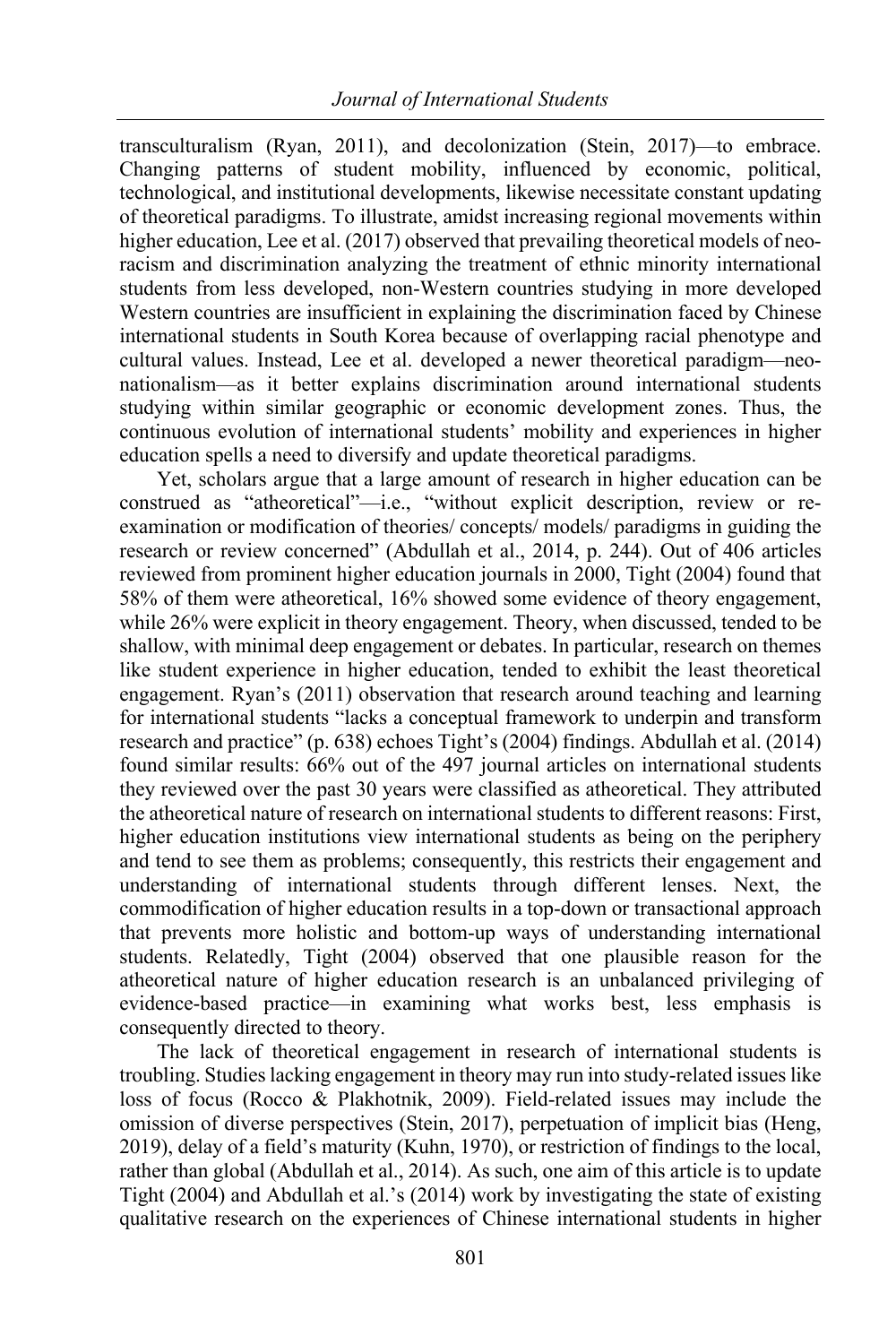transculturalism (Ryan, 2011), and decolonization (Stein, 2017)—to embrace. Changing patterns of student mobility, influenced by economic, political, technological, and institutional developments, likewise necessitate constant updating of theoretical paradigms. To illustrate, amidst increasing regional movements within higher education, Lee et al. (2017) observed that prevailing theoretical models of neo-racism and discrimination analyzing the treatment of ethnic minority international students from less developed, non-Western countries studying in more developed Western countries are insufficient in explaining the discrimination faced by Chinese international students in South Korea because of overlapping racial phenotype and cultural values. Instead, Lee et al. developed a newer theoretical paradigm—neo-nationalism—as it better explains discrimination around international students studying within similar geographic or economic development zones. Thus, the continuous evolution of international students' mobility and experiences in higher education spells a need to diversify and update theoretical paradigms.

Yet, scholars argue that a large amount of research in higher education can be construed as "atheoretical"—i.e., "without explicit description, review or re-examination or modification of theories/ concepts/ models/ paradigms in guiding the research or review concerned" (Abdullah et al., 2014, p. 244). Out of 406 articles reviewed from prominent higher education journals in 2000, Tight (2004) found that 58% of them were atheoretical, 16% showed some evidence of theory engagement, while 26% were explicit in theory engagement. Theory, when discussed, tended to be shallow, with minimal deep engagement or debates. In particular, research on themes like student experience in higher education, tended to exhibit the least theoretical engagement. Ryan's (2011) observation that research around teaching and learning for international students "lacks a conceptual framework to underpin and transform research and practice" (p. 638) echoes Tight's (2004) findings. Abdullah et al. (2014) found similar results: 66% out of the 497 journal articles on international students they reviewed over the past 30 years were classified as atheoretical. They attributed the atheoretical nature of research on international students to different reasons: First, higher education institutions view international students as being on the periphery and tend to see them as problems; consequently, this restricts their engagement and understanding of international students through different lenses. Next, the commodification of higher education results in a top-down or transactional approach that prevents more holistic and bottom-up ways of understanding international students. Relatedly, Tight (2004) observed that one plausible reason for the atheoretical nature of higher education research is an unbalanced privileging of evidence-based practice—in examining what works best, less emphasis is consequently directed to theory.

The lack of theoretical engagement in research of international students is troubling. Studies lacking engagement in theory may run into study-related issues like loss of focus (Rocco & Plakhotnik, 2009). Field-related issues may include the omission of diverse perspectives (Stein, 2017), perpetuation of implicit bias (Heng, 2019), delay of a field's maturity (Kuhn, 1970), or restriction of findings to the local, rather than global (Abdullah et al., 2014). As such, one aim of this article is to update Tight (2004) and Abdullah et al.'s (2014) work by investigating the state of existing qualitative research on the experiences of Chinese international students in higher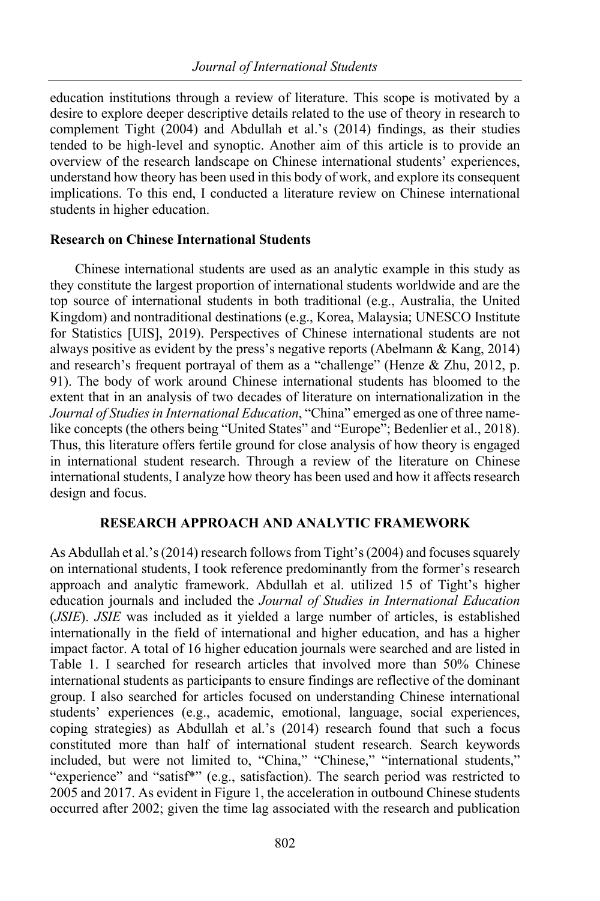education institutions through a review of literature. This scope is motivated by a desire to explore deeper descriptive details related to the use of theory in research to complement Tight (2004) and Abdullah et al.'s (2014) findings, as their studies tended to be high-level and synoptic. Another aim of this article is to provide an overview of the research landscape on Chinese international students' experiences, understand how theory has been used in this body of work, and explore its consequent implications. To this end, I conducted a literature review on Chinese international students in higher education.

### Research on Chinese International Students

Chinese international students are used as an analytic example in this study as they constitute the largest proportion of international students worldwide and are the top source of international students in both traditional (e.g., Australia, the United Kingdom) and nontraditional destinations (e.g., Korea, Malaysia; UNESCO Institute for Statistics [UIS], 2019). Perspectives of Chinese international students are not always positive as evident by the press's negative reports (Abelmann & Kang, 2014) and research's frequent portrayal of them as a "challenge" (Henze & Zhu, 2012, p. 91). The body of work around Chinese international students has bloomed to the extent that in an analysis of two decades of literature on internationalization in the *Journal of Studies in International Education*, "China" emerged as one of three name-like concepts (the others being "United States" and "Europe"; Bedenlier et al., 2018). Thus, this literature offers fertile ground for close analysis of how theory is engaged in international student research. Through a review of the literature on Chinese international students, I analyze how theory has been used and how it affects research design and focus.

## RESEARCH APPROACH AND ANALYTIC FRAMEWORK

As Abdullah et al.'s (2014) research follows from Tight's (2004) and focuses squarely on international students, I took reference predominantly from the former's research approach and analytic framework. Abdullah et al. utilized 15 of Tight's higher education journals and included the *Journal of Studies in International Education* (*JSIE*). *JSIE* was included as it yielded a large number of articles, is established internationally in the field of international and higher education, and has a higher impact factor. A total of 16 higher education journals were searched and are listed in Table 1. I searched for research articles that involved more than 50% Chinese international students as participants to ensure findings are reflective of the dominant group. I also searched for articles focused on understanding Chinese international students' experiences (e.g., academic, emotional, language, social experiences, coping strategies) as Abdullah et al.'s (2014) research found that such a focus constituted more than half of international student research. Search keywords included, but were not limited to, "China," "Chinese," "international students," "experience" and "satisf*" (e.g., satisfaction). The search period was restricted to 2005 and 2017. As evident in Figure 1, the acceleration in outbound Chinese students occurred after 2002; given the time lag associated with the research and publication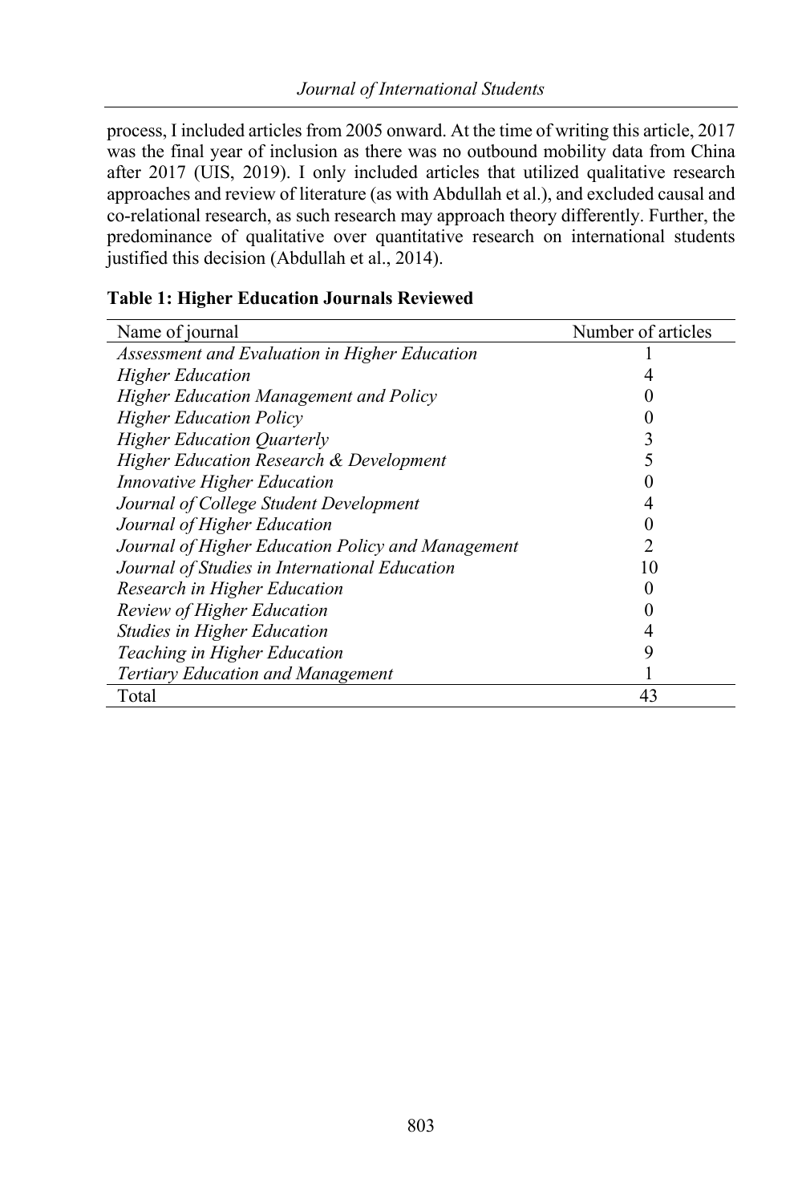process, I included articles from 2005 onward. At the time of writing this article, 2017 was the final year of inclusion as there was no outbound mobility data from China after 2017 (UIS, 2019). I only included articles that utilized qualitative research approaches and review of literature (as with Abdullah et al.), and excluded causal and co-relational research, as such research may approach theory differently. Further, the predominance of qualitative over quantitative research on international students justified this decision (Abdullah et al., 2014).

**Table 1: Higher Education Journals Reviewed**

| Name of journal | Number of articles |
|---|---|
| *Assessment and Evaluation in Higher Education* | 1 |
| *Higher Education* | 4 |
| *Higher Education Management and Policy* | 0 |
| *Higher Education Policy* | 0 |
| *Higher Education Quarterly* | 3 |
| *Higher Education Research & Development* | 5 |
| *Innovative Higher Education* | 0 |
| *Journal of College Student Development* | 4 |
| *Journal of Higher Education* | 0 |
| *Journal of Higher Education Policy and Management* | 2 |
| *Journal of Studies in International Education* | 10 |
| *Research in Higher Education* | 0 |
| *Review of Higher Education* | 0 |
| *Studies in Higher Education* | 4 |
| *Teaching in Higher Education* | 9 |
| *Tertiary Education and Management* | 1 |
| Total | 43 |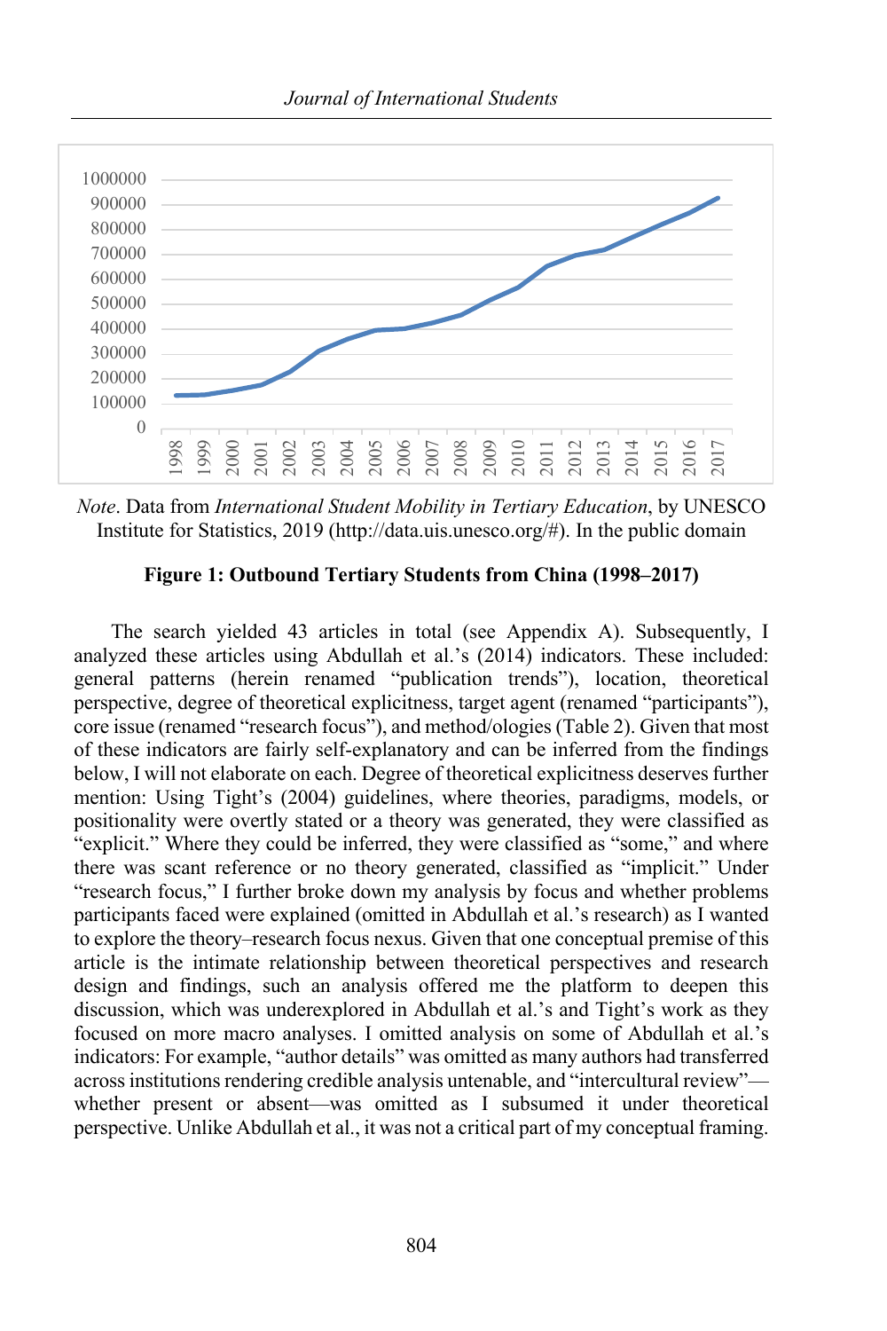*Note*. Data from *International Student Mobility in Tertiary Education*, by UNESCO Institute for Statistics, 2019 (http://data.uis.unesco.org/#). In the public domain

**Figure 1: Outbound Tertiary Students from China (1998–2017)**

The search yielded 43 articles in total (see Appendix A). Subsequently, I analyzed these articles using Abdullah et al.'s (2014) indicators. These included: general patterns (herein renamed "publication trends"), location, theoretical perspective, degree of theoretical explicitness, target agent (renamed "participants"), core issue (renamed "research focus"), and method/ologies (Table 2). Given that most of these indicators are fairly self-explanatory and can be inferred from the findings below, I will not elaborate on each. Degree of theoretical explicitness deserves further mention: Using Tight's (2004) guidelines, where theories, paradigms, models, or positionality were overtly stated or a theory was generated, they were classified as "explicit." Where they could be inferred, they were classified as "some," and where there was scant reference or no theory generated, classified as "implicit." Under "research focus," I further broke down my analysis by focus and whether problems participants faced were explained (omitted in Abdullah et al.'s research) as I wanted to explore the theory–research focus nexus. Given that one conceptual premise of this article is the intimate relationship between theoretical perspectives and research design and findings, such an analysis offered me the platform to deepen this discussion, which was underexplored in Abdullah et al.'s and Tight's work as they focused on more macro analyses. I omitted analysis on some of Abdullah et al.'s indicators: For example, "author details" was omitted as many authors had transferred across institutions rendering credible analysis untenable, and "intercultural review"—whether present or absent—was omitted as I subsumed it under theoretical perspective. Unlike Abdullah et al., it was not a critical part of my conceptual framing.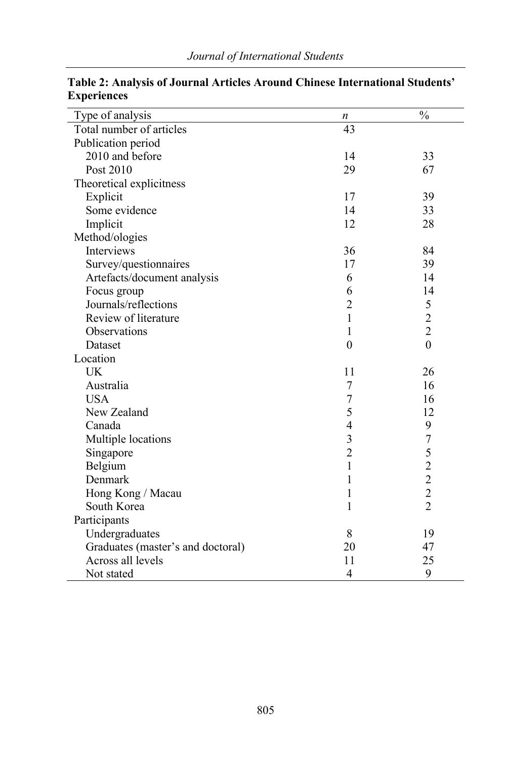**Table 2: Analysis of Journal Articles Around Chinese International Students' Experiences**

| Type of analysis | *n* | % |
|---|---|---|
| Total number of articles | 43 | |
| Publication period | | |
| 2010 and before | 14 | 33 |
| Post 2010 | 29 | 67 |
| Theoretical explicitness | | |
| Explicit | 17 | 39 |
| Some evidence | 14 | 33 |
| Implicit | 12 | 28 |
| Method/ologies | | |
| Interviews | 36 | 84 |
| Survey/questionnaires | 17 | 39 |
| Artefacts/document analysis | 6 | 14 |
| Focus group | 6 | 14 |
| Journals/reflections | 2 | 5 |
| Review of literature | 1 | 2 |
| Observations | 1 | 2 |
| Dataset | 0 | 0 |
| Location | | |
| UK | 11 | 26 |
| Australia | 7 | 16 |
| USA | 7 | 16 |
| New Zealand | 5 | 12 |
| Canada | 4 | 9 |
| Multiple locations | 3 | 7 |
| Singapore | 2 | 5 |
| Belgium | 1 | 2 |
| Denmark | 1 | 2 |
| Hong Kong / Macau | 1 | 2 |
| South Korea | 1 | 2 |
| Participants | | |
| Undergraduates | 8 | 19 |
| Graduates (master's and doctoral) | 20 | 47 |
| Across all levels | 11 | 25 |
| Not stated | 4 | 9 |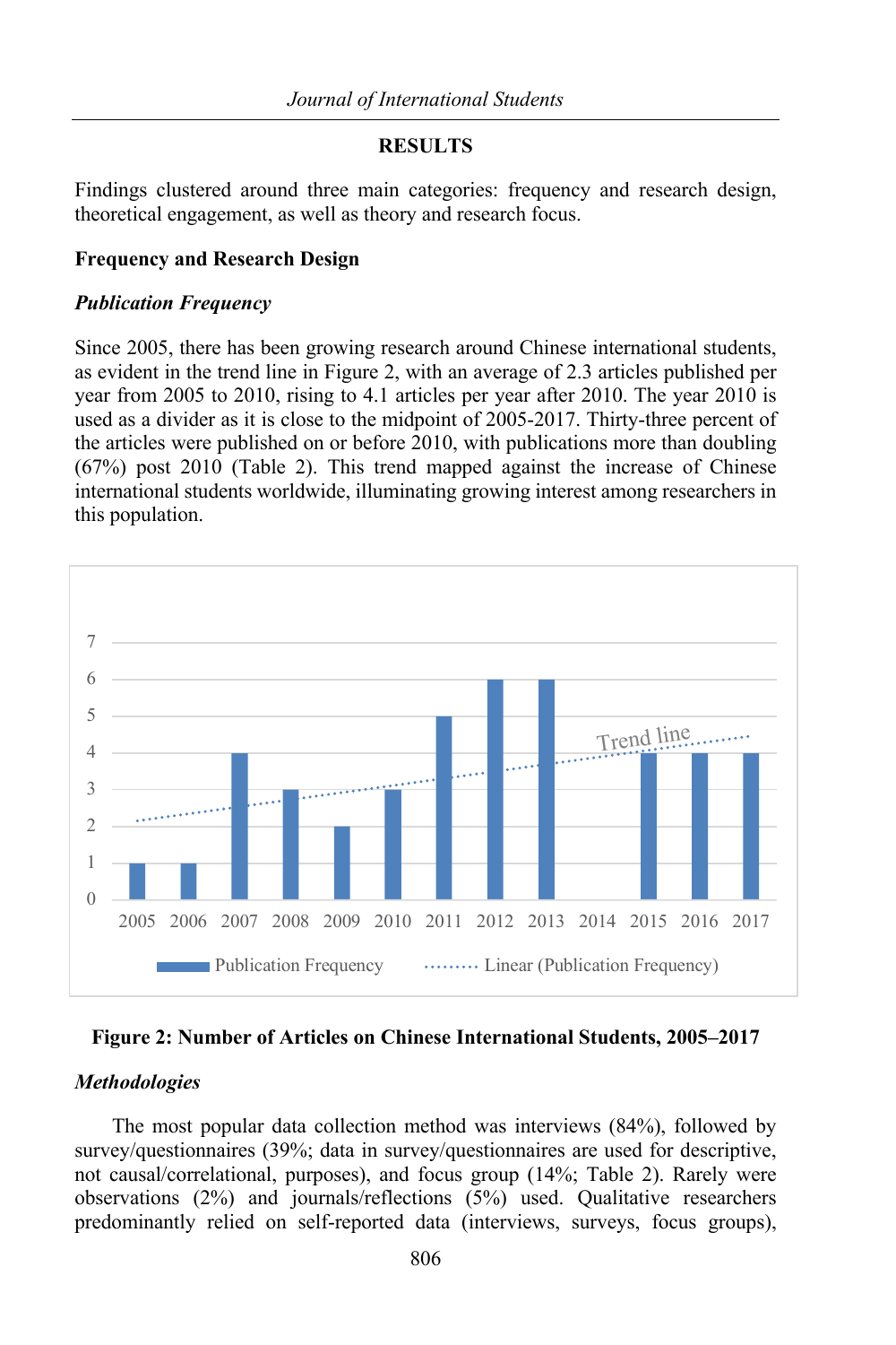## RESULTS

Findings clustered around three main categories: frequency and research design, theoretical engagement, as well as theory and research focus.

### Frequency and Research Design

#### *Publication Frequency*

Since 2005, there has been growing research around Chinese international students, as evident in the trend line in Figure 2, with an average of 2.3 articles published per year from 2005 to 2010, rising to 4.1 articles per year after 2010. The year 2010 is used as a divider as it is close to the midpoint of 2005-2017. Thirty-three percent of the articles were published on or before 2010, with publications more than doubling (67%) post 2010 (Table 2). This trend mapped against the increase of Chinese international students worldwide, illuminating growing interest among researchers in this population.

**Figure 2: Number of Articles on Chinese International Students, 2005–2017**

#### *Methodologies*

The most popular data collection method was interviews (84%), followed by survey/questionnaires (39%; data in survey/questionnaires are used for descriptive, not causal/correlational, purposes), and focus group (14%; Table 2). Rarely were observations (2%) and journals/reflections (5%) used. Qualitative researchers predominantly relied on self-reported data (interviews, surveys, focus groups),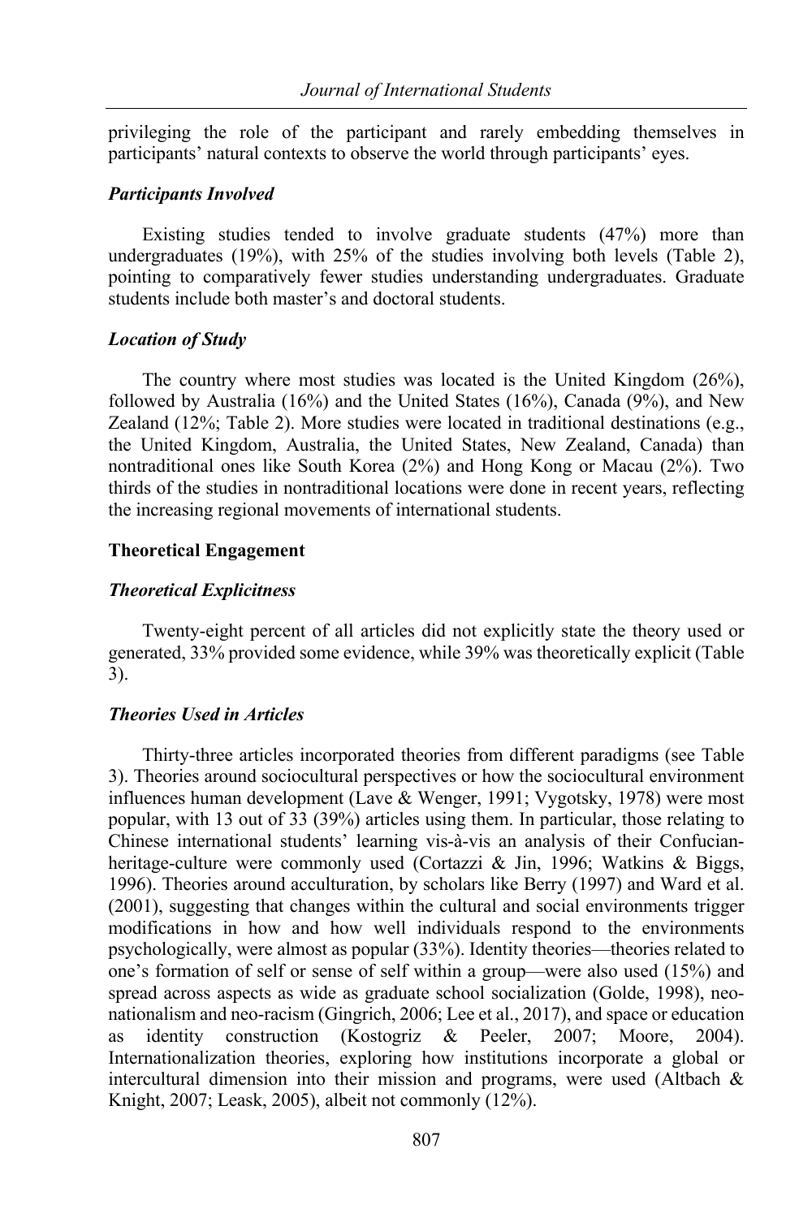privileging the role of the participant and rarely embedding themselves in participants' natural contexts to observe the world through participants' eyes.

### *Participants Involved*

Existing studies tended to involve graduate students (47%) more than undergraduates (19%), with 25% of the studies involving both levels (Table 2), pointing to comparatively fewer studies understanding undergraduates. Graduate students include both master's and doctoral students.

### *Location of Study*

The country where most studies was located is the United Kingdom (26%), followed by Australia (16%) and the United States (16%), Canada (9%), and New Zealand (12%; Table 2). More studies were located in traditional destinations (e.g., the United Kingdom, Australia, the United States, New Zealand, Canada) than nontraditional ones like South Korea (2%) and Hong Kong or Macau (2%). Two thirds of the studies in nontraditional locations were done in recent years, reflecting the increasing regional movements of international students.

## Theoretical Engagement

### *Theoretical Explicitness*

Twenty-eight percent of all articles did not explicitly state the theory used or generated, 33% provided some evidence, while 39% was theoretically explicit (Table 3).

### *Theories Used in Articles*

Thirty-three articles incorporated theories from different paradigms (see Table 3). Theories around sociocultural perspectives or how the sociocultural environment influences human development (Lave & Wenger, 1991; Vygotsky, 1978) were most popular, with 13 out of 33 (39%) articles using them. In particular, those relating to Chinese international students' learning vis-à-vis an analysis of their Confucian-heritage-culture were commonly used (Cortazzi & Jin, 1996; Watkins & Biggs, 1996). Theories around acculturation, by scholars like Berry (1997) and Ward et al. (2001), suggesting that changes within the cultural and social environments trigger modifications in how and how well individuals respond to the environments psychologically, were almost as popular (33%). Identity theories—theories related to one's formation of self or sense of self within a group—were also used (15%) and spread across aspects as wide as graduate school socialization (Golde, 1998), neo-nationalism and neo-racism (Gingrich, 2006; Lee et al., 2017), and space or education as identity construction (Kostogriz & Peeler, 2007; Moore, 2004). Internationalization theories, exploring how institutions incorporate a global or intercultural dimension into their mission and programs, were used (Altbach & Knight, 2007; Leask, 2005), albeit not commonly (12%).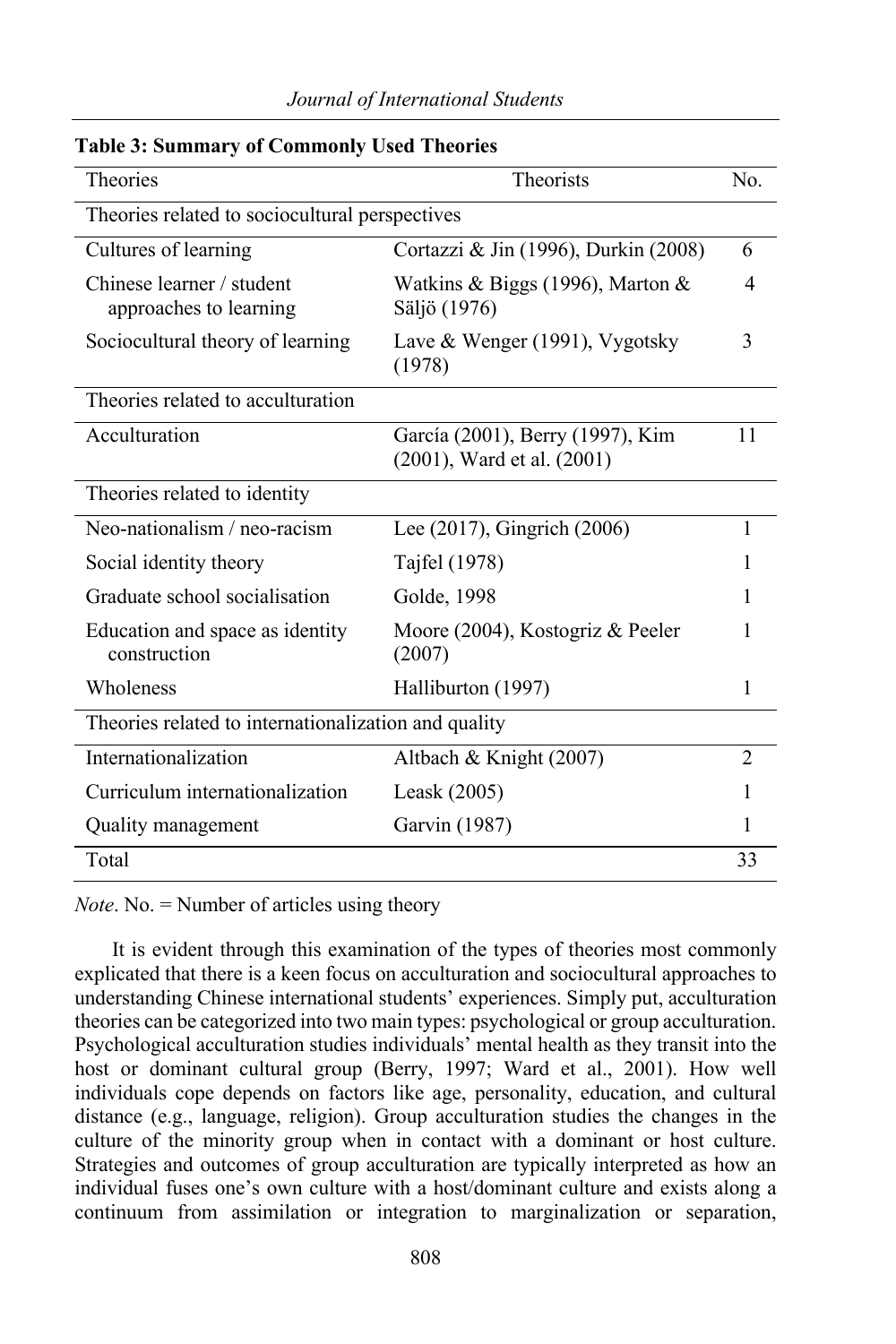**Table 3: Summary of Commonly Used Theories**

| Theories | Theorists | No. |
|---|---|---|
| Theories related to sociocultural perspectives | | |
| Cultures of learning | Cortazzi & Jin (1996), Durkin (2008) | 6 |
| Chinese learner / student approaches to learning | Watkins & Biggs (1996), Marton & Säljö (1976) | 4 |
| Sociocultural theory of learning | Lave & Wenger (1991), Vygotsky (1978) | 3 |
| Theories related to acculturation | | |
| Acculturation | García (2001), Berry (1997), Kim (2001), Ward et al. (2001) | 11 |
| Theories related to identity | | |
| Neo-nationalism / neo-racism | Lee (2017), Gingrich (2006) | 1 |
| Social identity theory | Tajfel (1978) | 1 |
| Graduate school socialisation | Golde, 1998 | 1 |
| Education and space as identity construction | Moore (2004), Kostogriz & Peeler (2007) | 1 |
| Wholeness | Halliburton (1997) | 1 |
| Theories related to internationalization and quality | | |
| Internationalization | Altbach & Knight (2007) | 2 |
| Curriculum internationalization | Leask (2005) | 1 |
| Quality management | Garvin (1987) | 1 |
| Total | | 33 |

*Note*. No. = Number of articles using theory

It is evident through this examination of the types of theories most commonly explicated that there is a keen focus on acculturation and sociocultural approaches to understanding Chinese international students' experiences. Simply put, acculturation theories can be categorized into two main types: psychological or group acculturation. Psychological acculturation studies individuals' mental health as they transit into the host or dominant cultural group (Berry, 1997; Ward et al., 2001). How well individuals cope depends on factors like age, personality, education, and cultural distance (e.g., language, religion). Group acculturation studies the changes in the culture of the minority group when in contact with a dominant or host culture. Strategies and outcomes of group acculturation are typically interpreted as how an individual fuses one's own culture with a host/dominant culture and exists along a continuum from assimilation or integration to marginalization or separation,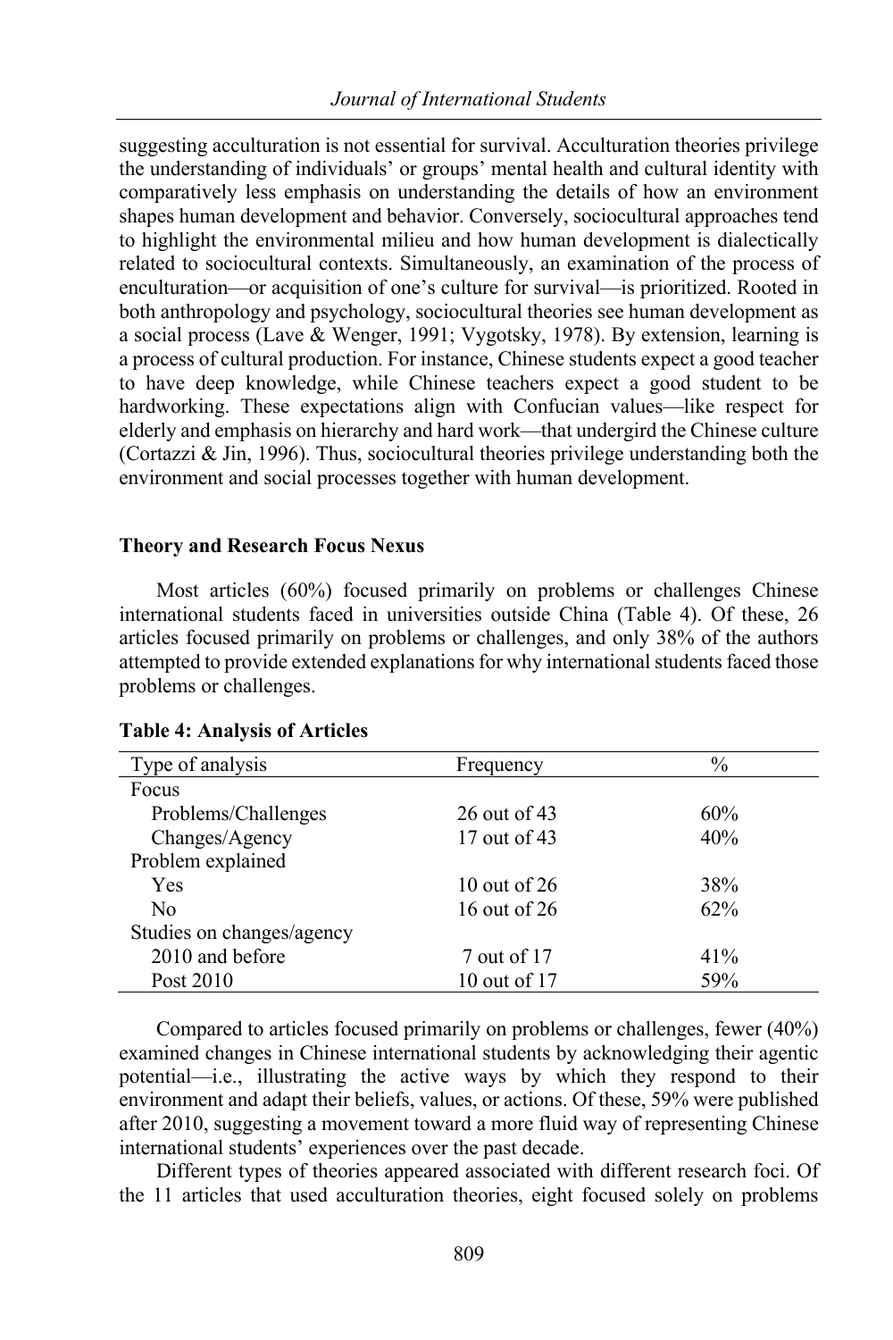suggesting acculturation is not essential for survival. Acculturation theories privilege the understanding of individuals' or groups' mental health and cultural identity with comparatively less emphasis on understanding the details of how an environment shapes human development and behavior. Conversely, sociocultural approaches tend to highlight the environmental milieu and how human development is dialectically related to sociocultural contexts. Simultaneously, an examination of the process of enculturation—or acquisition of one's culture for survival—is prioritized. Rooted in both anthropology and psychology, sociocultural theories see human development as a social process (Lave & Wenger, 1991; Vygotsky, 1978). By extension, learning is a process of cultural production. For instance, Chinese students expect a good teacher to have deep knowledge, while Chinese teachers expect a good student to be hardworking. These expectations align with Confucian values—like respect for elderly and emphasis on hierarchy and hard work—that undergird the Chinese culture (Cortazzi & Jin, 1996). Thus, sociocultural theories privilege understanding both the environment and social processes together with human development.

**Theory and Research Focus Nexus**

Most articles (60%) focused primarily on problems or challenges Chinese international students faced in universities outside China (Table 4). Of these, 26 articles focused primarily on problems or challenges, and only 38% of the authors attempted to provide extended explanations for why international students faced those problems or challenges.

**Table 4: Analysis of Articles**

| Type of analysis | Frequency | % |
|---|---|---|
| Focus | | |
| Problems/Challenges | 26 out of 43 | 60% |
| Changes/Agency | 17 out of 43 | 40% |
| Problem explained | | |
| Yes | 10 out of 26 | 38% |
| No | 16 out of 26 | 62% |
| Studies on changes/agency | | |
| 2010 and before | 7 out of 17 | 41% |
| Post 2010 | 10 out of 17 | 59% |

Compared to articles focused primarily on problems or challenges, fewer (40%) examined changes in Chinese international students by acknowledging their agentic potential—i.e., illustrating the active ways by which they respond to their environment and adapt their beliefs, values, or actions. Of these, 59% were published after 2010, suggesting a movement toward a more fluid way of representing Chinese international students' experiences over the past decade.

Different types of theories appeared associated with different research foci. Of the 11 articles that used acculturation theories, eight focused solely on problems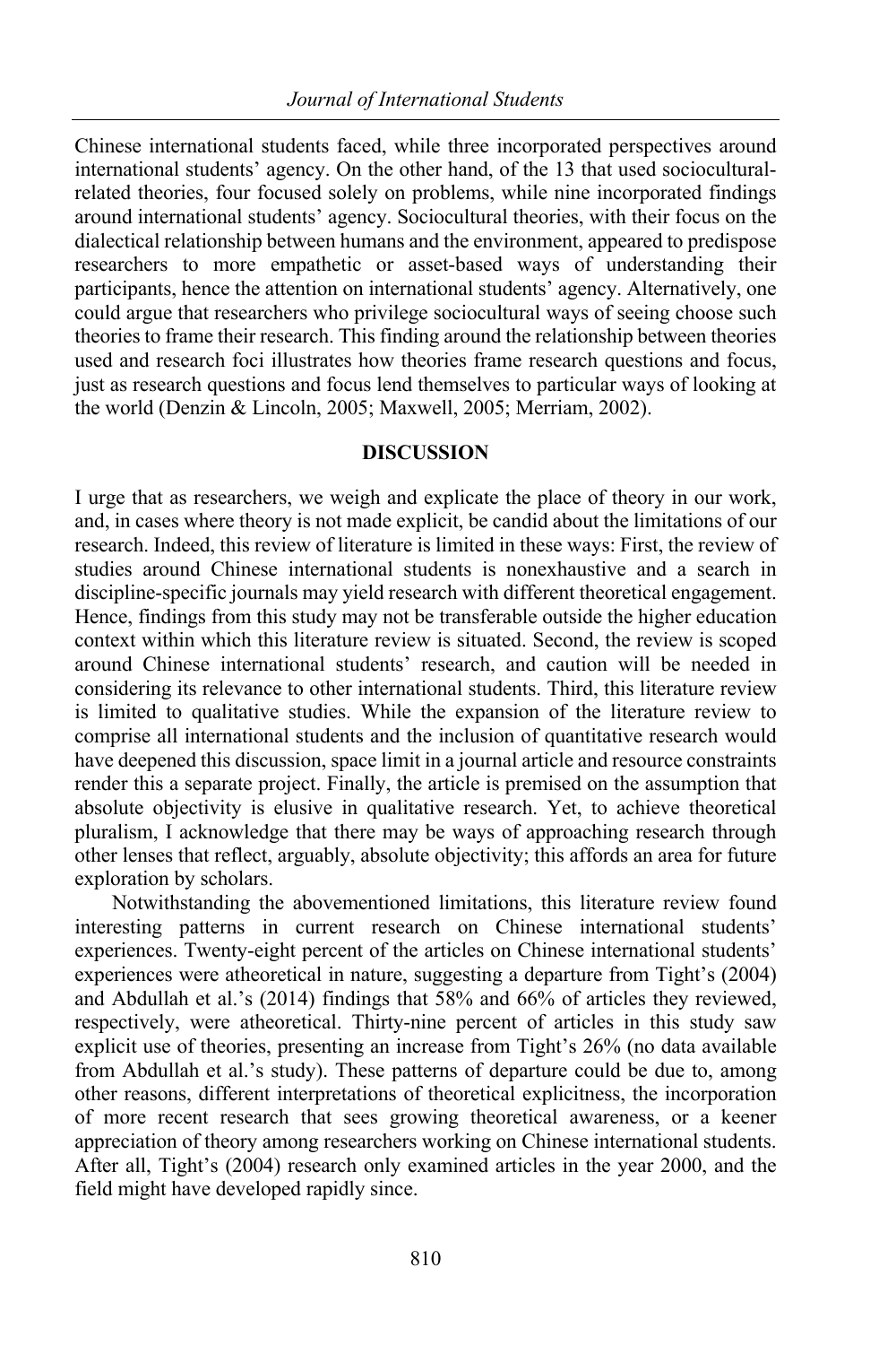Chinese international students faced, while three incorporated perspectives around international students' agency. On the other hand, of the 13 that used sociocultural-related theories, four focused solely on problems, while nine incorporated findings around international students' agency. Sociocultural theories, with their focus on the dialectical relationship between humans and the environment, appeared to predispose researchers to more empathetic or asset-based ways of understanding their participants, hence the attention on international students' agency. Alternatively, one could argue that researchers who privilege sociocultural ways of seeing choose such theories to frame their research. This finding around the relationship between theories used and research foci illustrates how theories frame research questions and focus, just as research questions and focus lend themselves to particular ways of looking at the world (Denzin & Lincoln, 2005; Maxwell, 2005; Merriam, 2002).

## DISCUSSION

I urge that as researchers, we weigh and explicate the place of theory in our work, and, in cases where theory is not made explicit, be candid about the limitations of our research. Indeed, this review of literature is limited in these ways: First, the review of studies around Chinese international students is nonexhaustive and a search in discipline-specific journals may yield research with different theoretical engagement. Hence, findings from this study may not be transferable outside the higher education context within which this literature review is situated. Second, the review is scoped around Chinese international students' research, and caution will be needed in considering its relevance to other international students. Third, this literature review is limited to qualitative studies. While the expansion of the literature review to comprise all international students and the inclusion of quantitative research would have deepened this discussion, space limit in a journal article and resource constraints render this a separate project. Finally, the article is premised on the assumption that absolute objectivity is elusive in qualitative research. Yet, to achieve theoretical pluralism, I acknowledge that there may be ways of approaching research through other lenses that reflect, arguably, absolute objectivity; this affords an area for future exploration by scholars.

Notwithstanding the abovementioned limitations, this literature review found interesting patterns in current research on Chinese international students' experiences. Twenty-eight percent of the articles on Chinese international students' experiences were atheoretical in nature, suggesting a departure from Tight's (2004) and Abdullah et al.'s (2014) findings that 58% and 66% of articles they reviewed, respectively, were atheoretical. Thirty-nine percent of articles in this study saw explicit use of theories, presenting an increase from Tight's 26% (no data available from Abdullah et al.'s study). These patterns of departure could be due to, among other reasons, different interpretations of theoretical explicitness, the incorporation of more recent research that sees growing theoretical awareness, or a keener appreciation of theory among researchers working on Chinese international students. After all, Tight's (2004) research only examined articles in the year 2000, and the field might have developed rapidly since.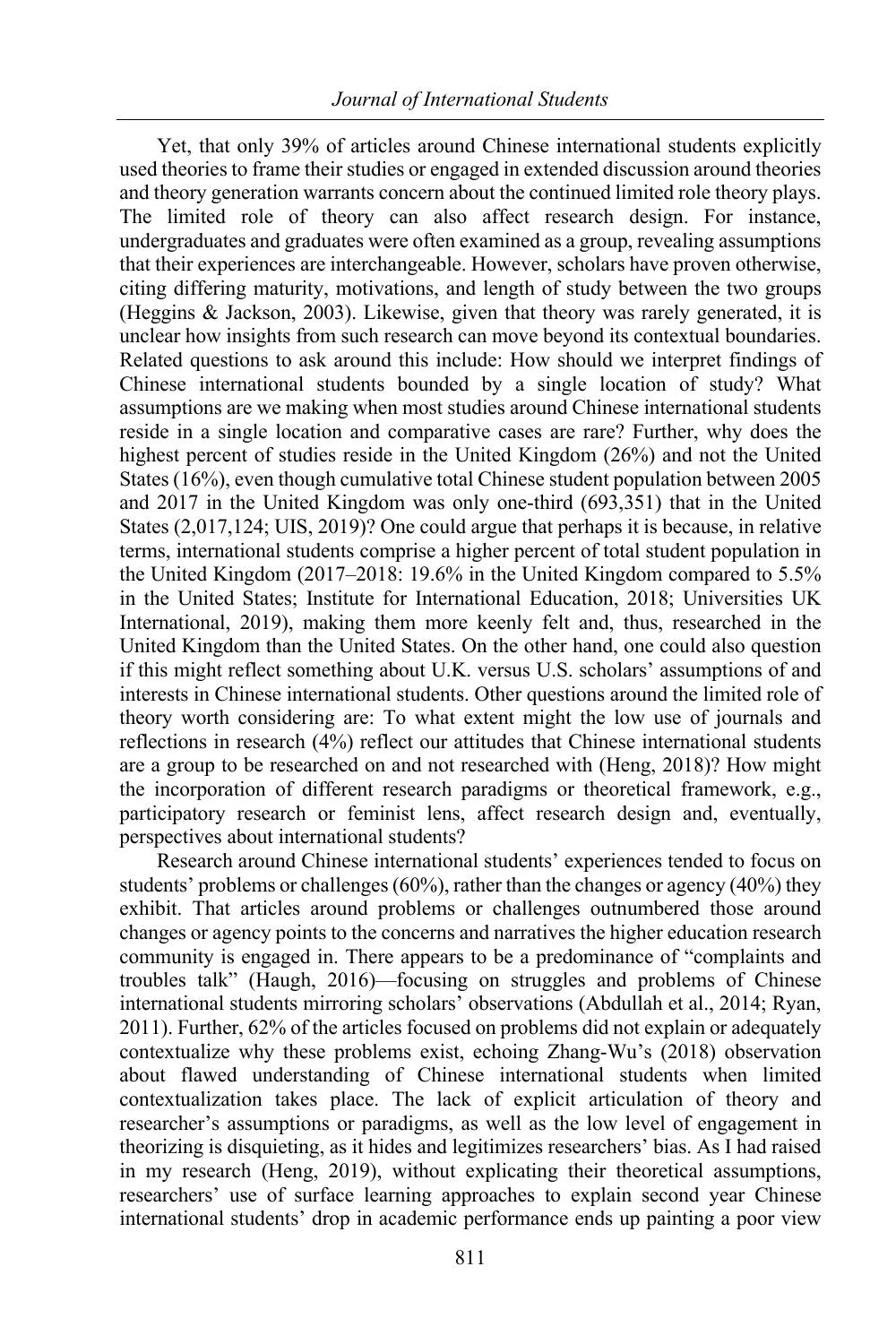Yet, that only 39% of articles around Chinese international students explicitly used theories to frame their studies or engaged in extended discussion around theories and theory generation warrants concern about the continued limited role theory plays. The limited role of theory can also affect research design. For instance, undergraduates and graduates were often examined as a group, revealing assumptions that their experiences are interchangeable. However, scholars have proven otherwise, citing differing maturity, motivations, and length of study between the two groups (Heggins & Jackson, 2003). Likewise, given that theory was rarely generated, it is unclear how insights from such research can move beyond its contextual boundaries. Related questions to ask around this include: How should we interpret findings of Chinese international students bounded by a single location of study? What assumptions are we making when most studies around Chinese international students reside in a single location and comparative cases are rare? Further, why does the highest percent of studies reside in the United Kingdom (26%) and not the United States (16%), even though cumulative total Chinese student population between 2005 and 2017 in the United Kingdom was only one-third (693,351) that in the United States (2,017,124; UIS, 2019)? One could argue that perhaps it is because, in relative terms, international students comprise a higher percent of total student population in the United Kingdom (2017–2018: 19.6% in the United Kingdom compared to 5.5% in the United States; Institute for International Education, 2018; Universities UK International, 2019), making them more keenly felt and, thus, researched in the United Kingdom than the United States. On the other hand, one could also question if this might reflect something about U.K. versus U.S. scholars' assumptions of and interests in Chinese international students. Other questions around the limited role of theory worth considering are: To what extent might the low use of journals and reflections in research (4%) reflect our attitudes that Chinese international students are a group to be researched on and not researched with (Heng, 2018)? How might the incorporation of different research paradigms or theoretical framework, e.g., participatory research or feminist lens, affect research design and, eventually, perspectives about international students?

Research around Chinese international students' experiences tended to focus on students' problems or challenges (60%), rather than the changes or agency (40%) they exhibit. That articles around problems or challenges outnumbered those around changes or agency points to the concerns and narratives the higher education research community is engaged in. There appears to be a predominance of "complaints and troubles talk" (Haugh, 2016)—focusing on struggles and problems of Chinese international students mirroring scholars' observations (Abdullah et al., 2014; Ryan, 2011). Further, 62% of the articles focused on problems did not explain or adequately contextualize why these problems exist, echoing Zhang-Wu's (2018) observation about flawed understanding of Chinese international students when limited contextualization takes place. The lack of explicit articulation of theory and researcher's assumptions or paradigms, as well as the low level of engagement in theorizing is disquieting, as it hides and legitimizes researchers' bias. As I had raised in my research (Heng, 2019), without explicating their theoretical assumptions, researchers' use of surface learning approaches to explain second year Chinese international students' drop in academic performance ends up painting a poor view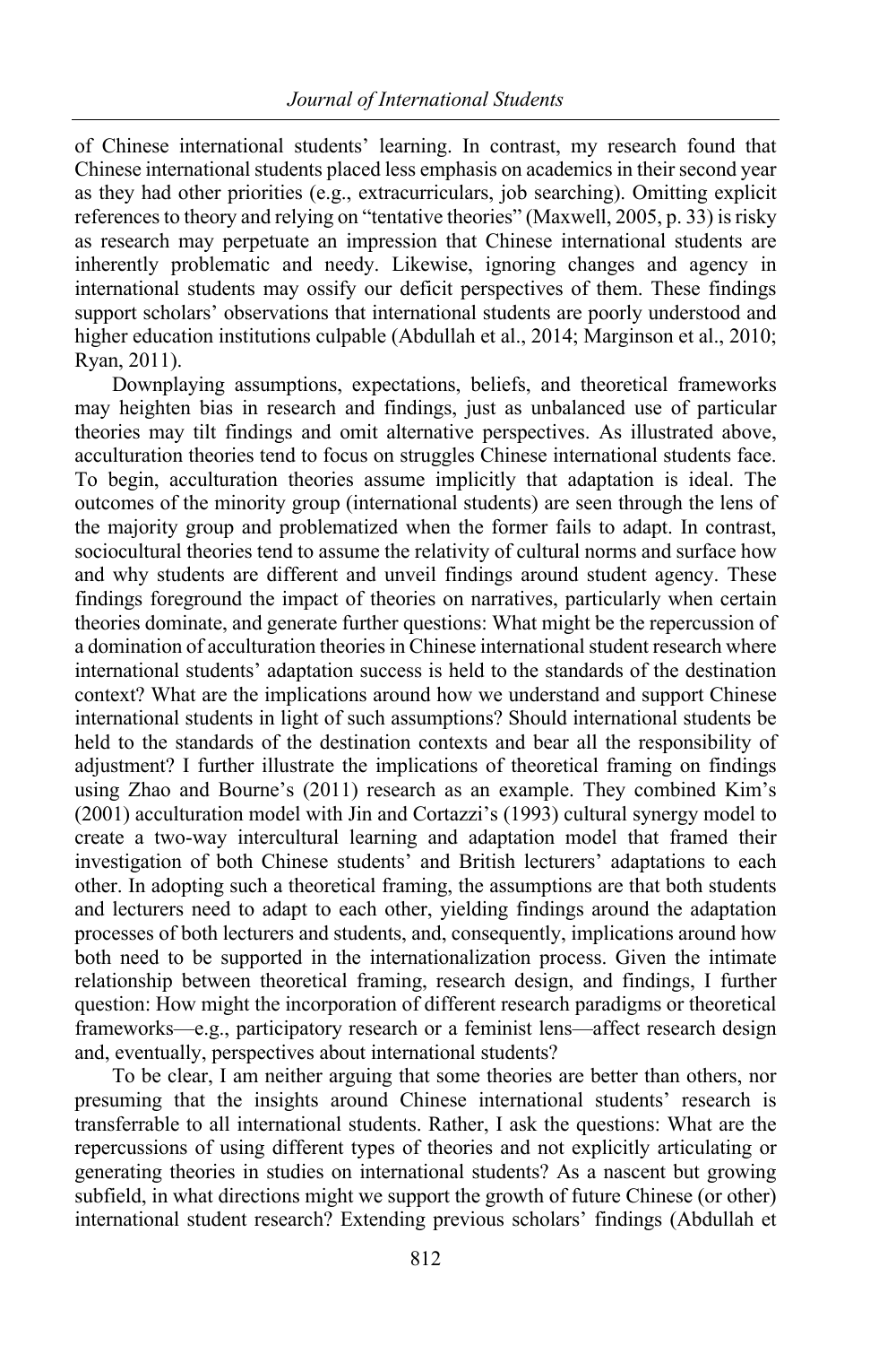of Chinese international students' learning. In contrast, my research found that Chinese international students placed less emphasis on academics in their second year as they had other priorities (e.g., extracurriculars, job searching). Omitting explicit references to theory and relying on "tentative theories" (Maxwell, 2005, p. 33) is risky as research may perpetuate an impression that Chinese international students are inherently problematic and needy. Likewise, ignoring changes and agency in international students may ossify our deficit perspectives of them. These findings support scholars' observations that international students are poorly understood and higher education institutions culpable (Abdullah et al., 2014; Marginson et al., 2010; Ryan, 2011).

Downplaying assumptions, expectations, beliefs, and theoretical frameworks may heighten bias in research and findings, just as unbalanced use of particular theories may tilt findings and omit alternative perspectives. As illustrated above, acculturation theories tend to focus on struggles Chinese international students face. To begin, acculturation theories assume implicitly that adaptation is ideal. The outcomes of the minority group (international students) are seen through the lens of the majority group and problematized when the former fails to adapt. In contrast, sociocultural theories tend to assume the relativity of cultural norms and surface how and why students are different and unveil findings around student agency. These findings foreground the impact of theories on narratives, particularly when certain theories dominate, and generate further questions: What might be the repercussion of a domination of acculturation theories in Chinese international student research where international students' adaptation success is held to the standards of the destination context? What are the implications around how we understand and support Chinese international students in light of such assumptions? Should international students be held to the standards of the destination contexts and bear all the responsibility of adjustment? I further illustrate the implications of theoretical framing on findings using Zhao and Bourne's (2011) research as an example. They combined Kim's (2001) acculturation model with Jin and Cortazzi's (1993) cultural synergy model to create a two-way intercultural learning and adaptation model that framed their investigation of both Chinese students' and British lecturers' adaptations to each other. In adopting such a theoretical framing, the assumptions are that both students and lecturers need to adapt to each other, yielding findings around the adaptation processes of both lecturers and students, and, consequently, implications around how both need to be supported in the internationalization process. Given the intimate relationship between theoretical framing, research design, and findings, I further question: How might the incorporation of different research paradigms or theoretical frameworks—e.g., participatory research or a feminist lens—affect research design and, eventually, perspectives about international students?

To be clear, I am neither arguing that some theories are better than others, nor presuming that the insights around Chinese international students' research is transferrable to all international students. Rather, I ask the questions: What are the repercussions of using different types of theories and not explicitly articulating or generating theories in studies on international students? As a nascent but growing subfield, in what directions might we support the growth of future Chinese (or other) international student research? Extending previous scholars' findings (Abdullah et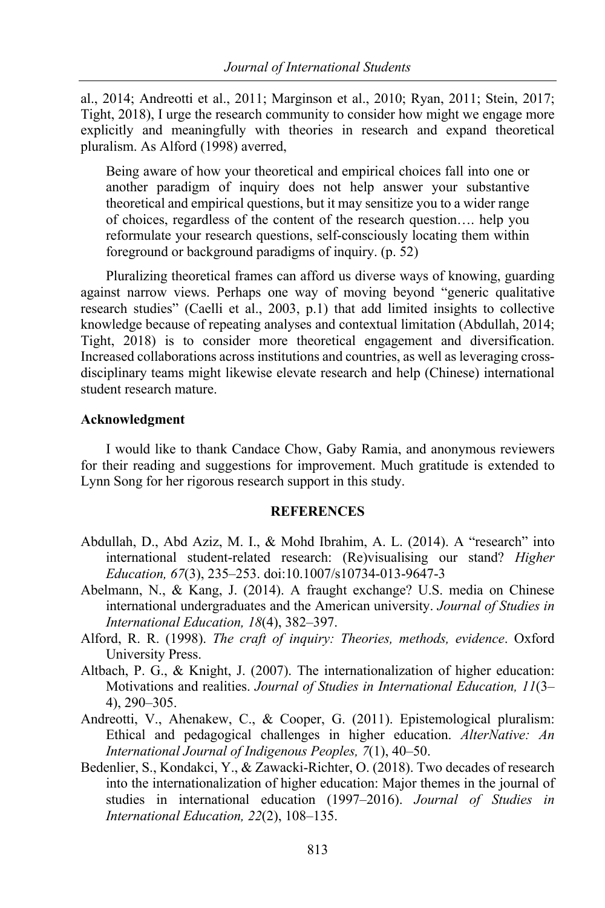al., 2014; Andreotti et al., 2011; Marginson et al., 2010; Ryan, 2011; Stein, 2017; Tight, 2018), I urge the research community to consider how might we engage more explicitly and meaningfully with theories in research and expand theoretical pluralism. As Alford (1998) averred,

> Being aware of how your theoretical and empirical choices fall into one or another paradigm of inquiry does not help answer your substantive theoretical and empirical questions, but it may sensitize you to a wider range of choices, regardless of the content of the research question…. help you reformulate your research questions, self-consciously locating them within foreground or background paradigms of inquiry. (p. 52)

Pluralizing theoretical frames can afford us diverse ways of knowing, guarding against narrow views. Perhaps one way of moving beyond "generic qualitative research studies" (Caelli et al., 2003, p.1) that add limited insights to collective knowledge because of repeating analyses and contextual limitation (Abdullah, 2014; Tight, 2018) is to consider more theoretical engagement and diversification. Increased collaborations across institutions and countries, as well as leveraging cross-disciplinary teams might likewise elevate research and help (Chinese) international student research mature.

**Acknowledgment**

I would like to thank Candace Chow, Gaby Ramia, and anonymous reviewers for their reading and suggestions for improvement. Much gratitude is extended to Lynn Song for her rigorous research support in this study.

## REFERENCES

Abdullah, D., Abd Aziz, M. I., & Mohd Ibrahim, A. L. (2014). A "research" into international student-related research: (Re)visualising our stand? *Higher Education, 67*(3), 235–253. doi:10.1007/s10734-013-9647-3

Abelmann, N., & Kang, J. (2014). A fraught exchange? U.S. media on Chinese international undergraduates and the American university. *Journal of Studies in International Education, 18*(4), 382–397.

Alford, R. R. (1998). *The craft of inquiry: Theories, methods, evidence*. Oxford University Press.

Altbach, P. G., & Knight, J. (2007). The internationalization of higher education: Motivations and realities. *Journal of Studies in International Education, 11*(3–4), 290–305.

Andreotti, V., Ahenakew, C., & Cooper, G. (2011). Epistemological pluralism: Ethical and pedagogical challenges in higher education. *AlterNative: An International Journal of Indigenous Peoples, 7*(1), 40–50.

Bedenlier, S., Kondakci, Y., & Zawacki-Richter, O. (2018). Two decades of research into the internationalization of higher education: Major themes in the journal of studies in international education (1997–2016). *Journal of Studies in International Education, 22*(2), 108–135.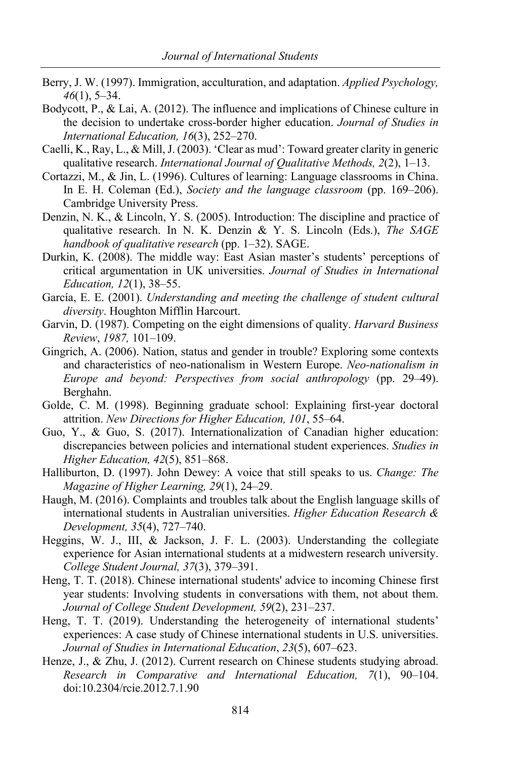Berry, J. W. (1997). Immigration, acculturation, and adaptation. *Applied Psychology, 46*(1), 5–34.

Bodycott, P., & Lai, A. (2012). The influence and implications of Chinese culture in the decision to undertake cross-border higher education. *Journal of Studies in International Education, 16*(3), 252–270.

Caelli, K., Ray, L., & Mill, J. (2003). 'Clear as mud': Toward greater clarity in generic qualitative research. *International Journal of Qualitative Methods, 2*(2), 1–13.

Cortazzi, M., & Jin, L. (1996). Cultures of learning: Language classrooms in China. In E. H. Coleman (Ed.), *Society and the language classroom* (pp. 169–206). Cambridge University Press.

Denzin, N. K., & Lincoln, Y. S. (2005). Introduction: The discipline and practice of qualitative research. In N. K. Denzin & Y. S. Lincoln (Eds.), *The SAGE handbook of qualitative research* (pp. 1–32). SAGE.

Durkin, K. (2008). The middle way: East Asian master's students' perceptions of critical argumentation in UK universities. *Journal of Studies in International Education, 12*(1), 38–55.

García, E. E. (2001). *Understanding and meeting the challenge of student cultural diversity*. Houghton Mifflin Harcourt.

Garvin, D. (1987). Competing on the eight dimensions of quality. *Harvard Business Review*, *1987,* 101–109.

Gingrich, A. (2006). Nation, status and gender in trouble? Exploring some contexts and characteristics of neo-nationalism in Western Europe. *Neo-nationalism in Europe and beyond: Perspectives from social anthropology* (pp. 29–49). Berghahn.

Golde, C. M. (1998). Beginning graduate school: Explaining first-year doctoral attrition. *New Directions for Higher Education, 101*, 55–64.

Guo, Y., & Guo, S. (2017). Internationalization of Canadian higher education: discrepancies between policies and international student experiences. *Studies in Higher Education, 42*(5), 851–868.

Halliburton, D. (1997). John Dewey: A voice that still speaks to us. *Change: The Magazine of Higher Learning, 29*(1), 24–29.

Haugh, M. (2016). Complaints and troubles talk about the English language skills of international students in Australian universities. *Higher Education Research & Development, 35*(4), 727–740.

Heggins, W. J., III, & Jackson, J. F. L. (2003). Understanding the collegiate experience for Asian international students at a midwestern research university. *College Student Journal, 37*(3), 379–391.

Heng, T. T. (2018). Chinese international students' advice to incoming Chinese first year students: Involving students in conversations with them, not about them. *Journal of College Student Development, 59*(2), 231–237.

Heng, T. T. (2019). Understanding the heterogeneity of international students' experiences: A case study of Chinese international students in U.S. universities. *Journal of Studies in International Education*, *23*(5), 607–623.

Henze, J., & Zhu, J. (2012). Current research on Chinese students studying abroad. *Research in Comparative and International Education, 7*(1), 90–104. doi:10.2304/rcie.2012.7.1.90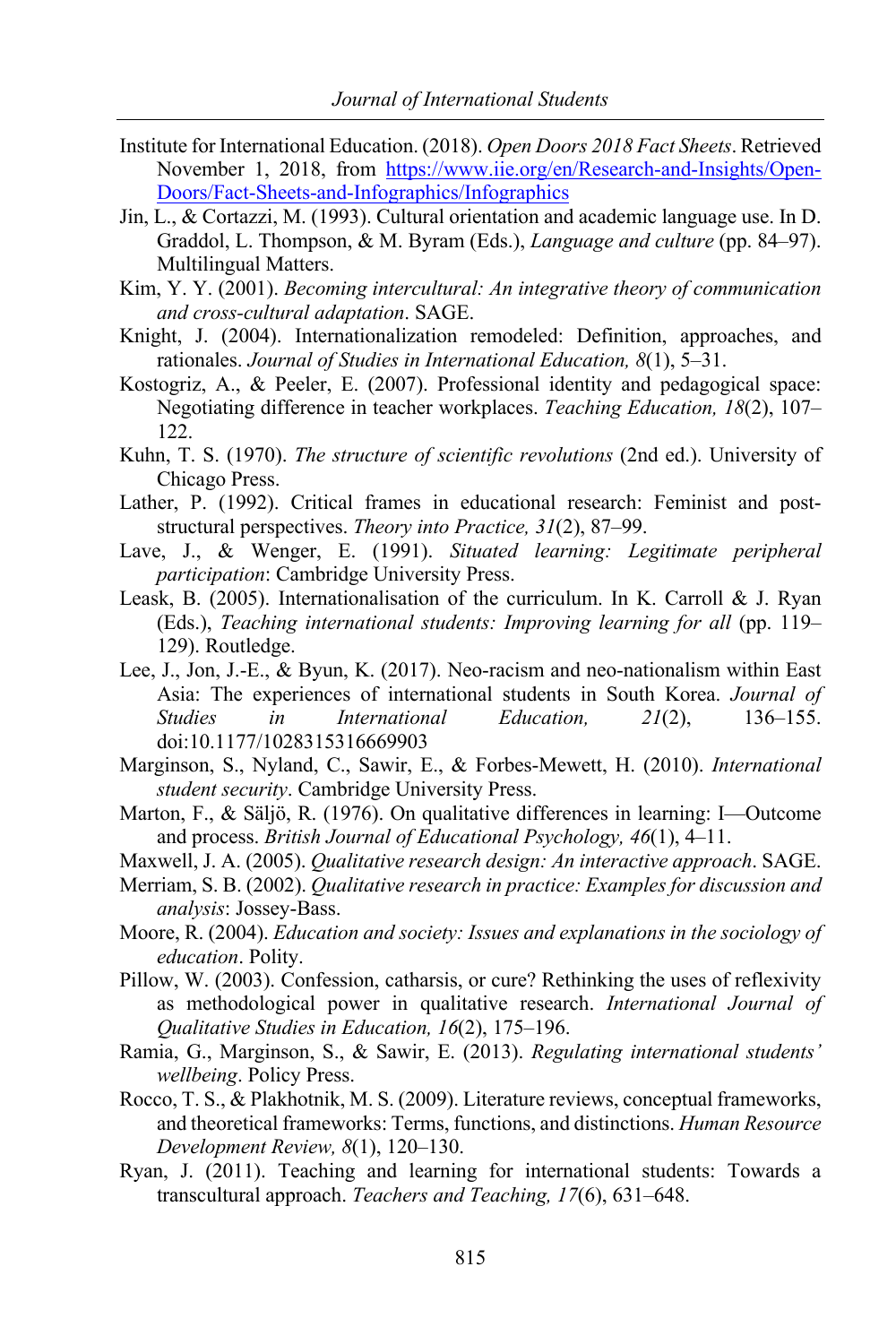Institute for International Education. (2018). *Open Doors 2018 Fact Sheets*. Retrieved November 1, 2018, from [https://www.iie.org/en/Research-and-Insights/Open-Doors/Fact-Sheets-and-Infographics/Infographics](https://www.iie.org/en/Research-and-Insights/Open-Doors/Fact-Sheets-and-Infographics/Infographics)

Jin, L., & Cortazzi, M. (1993). Cultural orientation and academic language use. In D. Graddol, L. Thompson, & M. Byram (Eds.), *Language and culture* (pp. 84–97). Multilingual Matters.

Kim, Y. Y. (2001). *Becoming intercultural: An integrative theory of communication and cross-cultural adaptation*. SAGE.

Knight, J. (2004). Internationalization remodeled: Definition, approaches, and rationales. *Journal of Studies in International Education, 8*(1), 5–31.

Kostogriz, A., & Peeler, E. (2007). Professional identity and pedagogical space: Negotiating difference in teacher workplaces. *Teaching Education, 18*(2), 107–122.

Kuhn, T. S. (1970). *The structure of scientific revolutions* (2nd ed.). University of Chicago Press.

Lather, P. (1992). Critical frames in educational research: Feminist and post-structural perspectives. *Theory into Practice, 31*(2), 87–99.

Lave, J., & Wenger, E. (1991). *Situated learning: Legitimate peripheral participation*: Cambridge University Press.

Leask, B. (2005). Internationalisation of the curriculum. In K. Carroll & J. Ryan (Eds.), *Teaching international students: Improving learning for all* (pp. 119–129). Routledge.

Lee, J., Jon, J.-E., & Byun, K. (2017). Neo-racism and neo-nationalism within East Asia: The experiences of international students in South Korea. *Journal of Studies in International Education, 21*(2), 136–155. doi:10.1177/1028315316669903

Marginson, S., Nyland, C., Sawir, E., & Forbes-Mewett, H. (2010). *International student security*. Cambridge University Press.

Marton, F., & Säljö, R. (1976). On qualitative differences in learning: I—Outcome and process. *British Journal of Educational Psychology, 46*(1), 4–11.

Maxwell, J. A. (2005). *Qualitative research design: An interactive approach*. SAGE.

Merriam, S. B. (2002). *Qualitative research in practice: Examples for discussion and analysis*: Jossey-Bass.

Moore, R. (2004). *Education and society: Issues and explanations in the sociology of education*. Polity.

Pillow, W. (2003). Confession, catharsis, or cure? Rethinking the uses of reflexivity as methodological power in qualitative research. *International Journal of Qualitative Studies in Education, 16*(2), 175–196.

Ramia, G., Marginson, S., & Sawir, E. (2013). *Regulating international students' wellbeing*. Policy Press.

Rocco, T. S., & Plakhotnik, M. S. (2009). Literature reviews, conceptual frameworks, and theoretical frameworks: Terms, functions, and distinctions. *Human Resource Development Review, 8*(1), 120–130.

Ryan, J. (2011). Teaching and learning for international students: Towards a transcultural approach. *Teachers and Teaching, 17*(6), 631–648.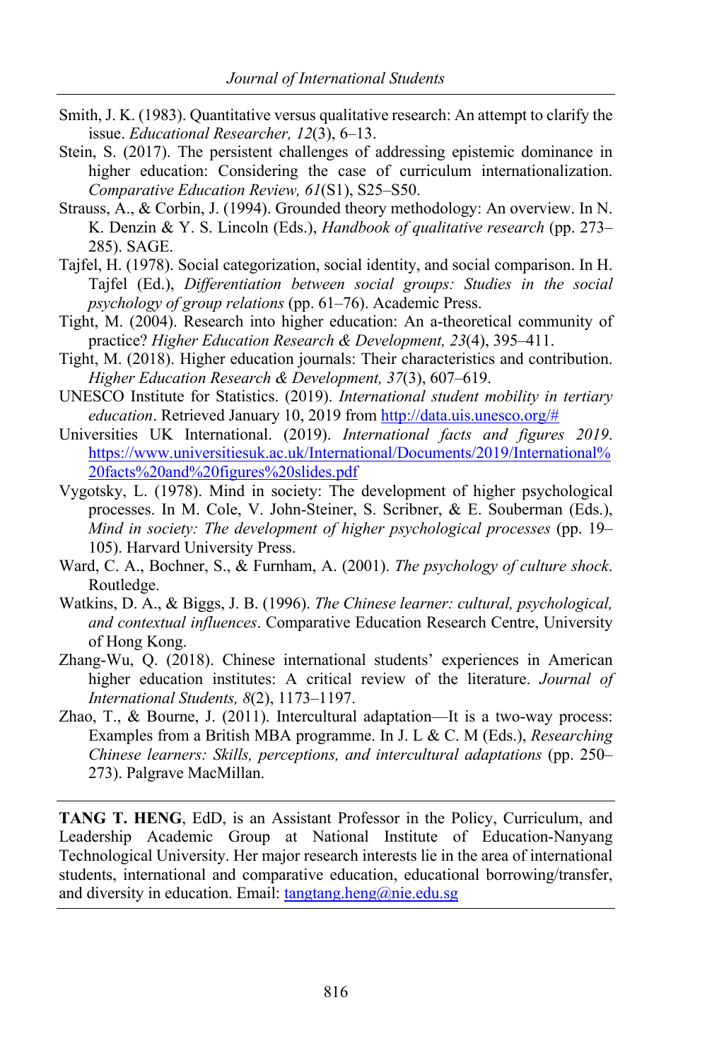Smith, J. K. (1983). Quantitative versus qualitative research: An attempt to clarify the issue. *Educational Researcher, 12*(3), 6–13.

Stein, S. (2017). The persistent challenges of addressing epistemic dominance in higher education: Considering the case of curriculum internationalization. *Comparative Education Review, 61*(S1), S25–S50.

Strauss, A., & Corbin, J. (1994). Grounded theory methodology: An overview. In N. K. Denzin & Y. S. Lincoln (Eds.), *Handbook of qualitative research* (pp. 273–285). SAGE.

Tajfel, H. (1978). Social categorization, social identity, and social comparison. In H. Tajfel (Ed.), *Differentiation between social groups: Studies in the social psychology of group relations* (pp. 61–76). Academic Press.

Tight, M. (2004). Research into higher education: An a-theoretical community of practice? *Higher Education Research & Development, 23*(4), 395–411.

Tight, M. (2018). Higher education journals: Their characteristics and contribution. *Higher Education Research & Development, 37*(3), 607–619.

UNESCO Institute for Statistics. (2019). *International student mobility in tertiary education*. Retrieved January 10, 2019 from http://data.uis.unesco.org/#

Universities UK International. (2019). *International facts and figures 2019*. https://www.universitiesuk.ac.uk/International/Documents/2019/International%20facts%20and%20figures%20slides.pdf

Vygotsky, L. (1978). Mind in society: The development of higher psychological processes. In M. Cole, V. John-Steiner, S. Scribner, & E. Souberman (Eds.), *Mind in society: The development of higher psychological processes* (pp. 19–105). Harvard University Press.

Ward, C. A., Bochner, S., & Furnham, A. (2001). *The psychology of culture shock*. Routledge.

Watkins, D. A., & Biggs, J. B. (1996). *The Chinese learner: cultural, psychological, and contextual influences*. Comparative Education Research Centre, University of Hong Kong.

Zhang-Wu, Q. (2018). Chinese international students' experiences in American higher education institutes: A critical review of the literature. *Journal of International Students, 8*(2), 1173–1197.

Zhao, T., & Bourne, J. (2011). Intercultural adaptation—It is a two-way process: Examples from a British MBA programme. In J. L & C. M (Eds.), *Researching Chinese learners: Skills, perceptions, and intercultural adaptations* (pp. 250–273). Palgrave MacMillan.

---

**TANG T. HENG**, EdD, is an Assistant Professor in the Policy, Curriculum, and Leadership Academic Group at National Institute of Education-Nanyang Technological University. Her major research interests lie in the area of international students, international and comparative education, educational borrowing/transfer, and diversity in education. Email: tangtang.heng@nie.edu.sg